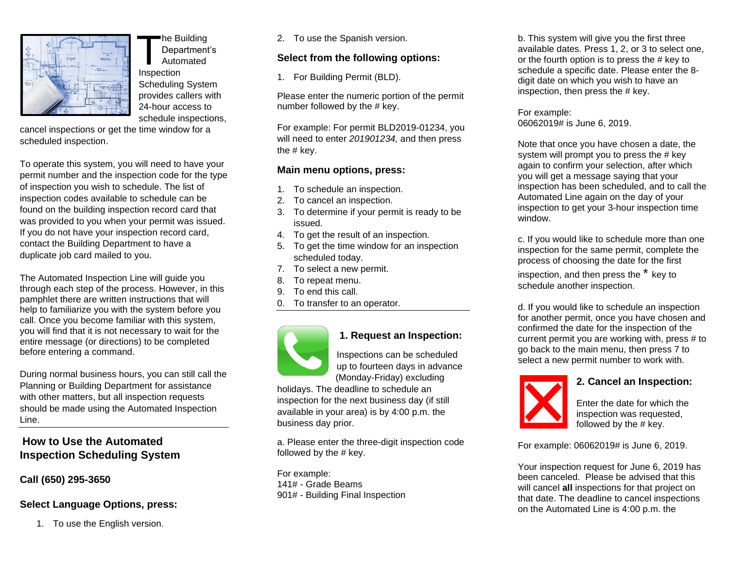The Building Department's Automated Inspection Scheduling System provides callers with 24-hour access to schedule inspections, cancel inspections or get the time window for a scheduled inspection.

To operate this system, you will need to have your permit number and the inspection code for the type of inspection you wish to schedule. The list of inspection codes available to schedule can be found on the building inspection record card that was provided to you when your permit was issued. If you do not have your inspection record card, contact the Building Department to have a duplicate job card mailed to you.

The Automated Inspection Line will guide you through each step of the process. However, in this pamphlet there are written instructions that will help to familiarize you with the system before you call. Once you become familiar with this system, you will find that it is not necessary to wait for the entire message (or directions) to be completed before entering a command.

During normal business hours, you can still call the Planning or Building Department for assistance with other matters, but all inspection requests should be made using the Automated Inspection Line.

## How to Use the Automated Inspection Scheduling System

**Call (650) 295-3650**

### Select Language Options, press:

1. To use the English version.
2. To use the Spanish version.

### Select from the following options:

1. For Building Permit (BLD).

Please enter the numeric portion of the permit number followed by the # key.

For example: For permit BLD2019-01234, you will need to enter *201901234,* and then press the # key.

### Main menu options, press:

1. To schedule an inspection.
2. To cancel an inspection.
3. To determine if your permit is ready to be issued.
4. To get the result of an inspection.
5. To get the time window for an inspection scheduled today.
7. To select a new permit.
8. To repeat menu.
9. To end this call.
0. To transfer to an operator.

### 1. Request an Inspection:

Inspections can be scheduled up to fourteen days in advance (Monday-Friday) excluding holidays. The deadline to schedule an inspection for the next business day (if still available in your area) is by 4:00 p.m. the business day prior.

a. Please enter the three-digit inspection code followed by the # key.

For example:
141# - Grade Beams
901# - Building Final Inspection

b. This system will give you the first three available dates. Press 1, 2, or 3 to select one, or the fourth option is to press the # key to schedule a specific date. Please enter the 8-digit date on which you wish to have an inspection, then press the # key.

For example:
06062019# is June 6, 2019.

Note that once you have chosen a date, the system will prompt you to press the # key again to confirm your selection, after which you will get a message saying that your inspection has been scheduled, and to call the Automated Line again on the day of your inspection to get your 3-hour inspection time window.

c. If you would like to schedule more than one inspection for the same permit, complete the process of choosing the date for the first inspection, and then press the * key to schedule another inspection.

d. If you would like to schedule an inspection for another permit, once you have chosen and confirmed the date for the inspection of the current permit you are working with, press # to go back to the main menu, then press 7 to select a new permit number to work with.

### 2. Cancel an Inspection:

Enter the date for which the inspection was requested, followed by the # key.

For example: 06062019# is June 6, 2019.

Your inspection request for June 6, 2019 has been canceled. Please be advised that this will cancel **all** inspections for that project on that date. The deadline to cancel inspections on the Automated Line is 4:00 p.m. the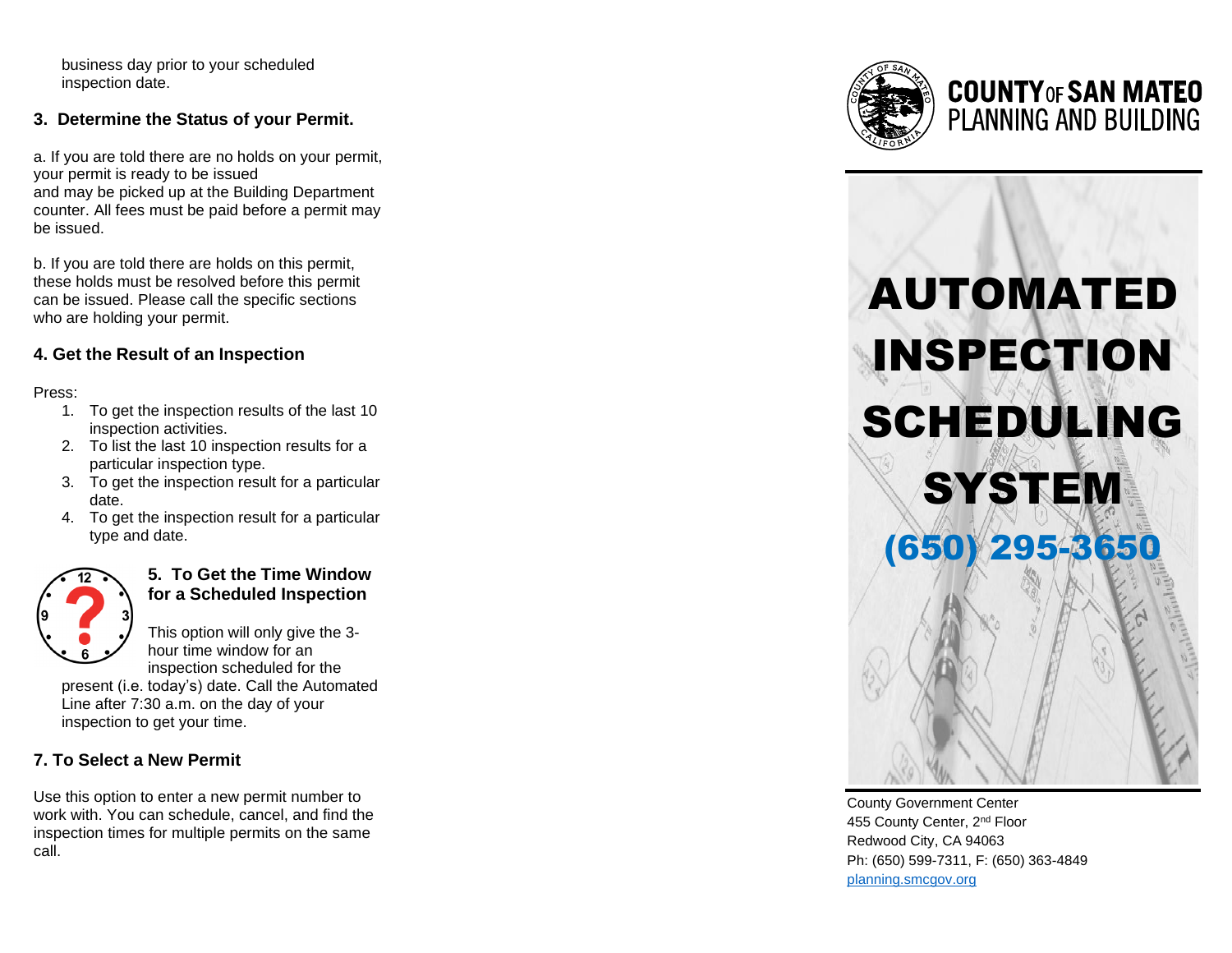business day prior to your scheduled inspection date.

### 3. Determine the Status of your Permit.

a. If you are told there are no holds on your permit, your permit is ready to be issued and may be picked up at the Building Department counter. All fees must be paid before a permit may be issued.

b. If you are told there are holds on this permit, these holds must be resolved before this permit can be issued. Please call the specific sections who are holding your permit.

### 4. Get the Result of an Inspection

Press:

1. To get the inspection results of the last 10 inspection activities.
2. To list the last 10 inspection results for a particular inspection type.
3. To get the inspection result for a particular date.
4. To get the inspection result for a particular type and date.

### 5. To Get the Time Window for a Scheduled Inspection

This option will only give the 3-hour time window for an inspection scheduled for the present (i.e. today's) date. Call the Automated Line after 7:30 a.m. on the day of your inspection to get your time.

### 7. To Select a New Permit

Use this option to enter a new permit number to work with. You can schedule, cancel, and find the inspection times for multiple permits on the same call.

**COUNTY OF SAN MATEO**
**PLANNING AND BUILDING**

# AUTOMATED INSPECTION SCHEDULING SYSTEM

## (650) 295-3650

County Government Center
455 County Center, 2nd Floor
Redwood City, CA 94063
Ph: (650) 599-7311, F: (650) 363-4849
planning.smcgov.org